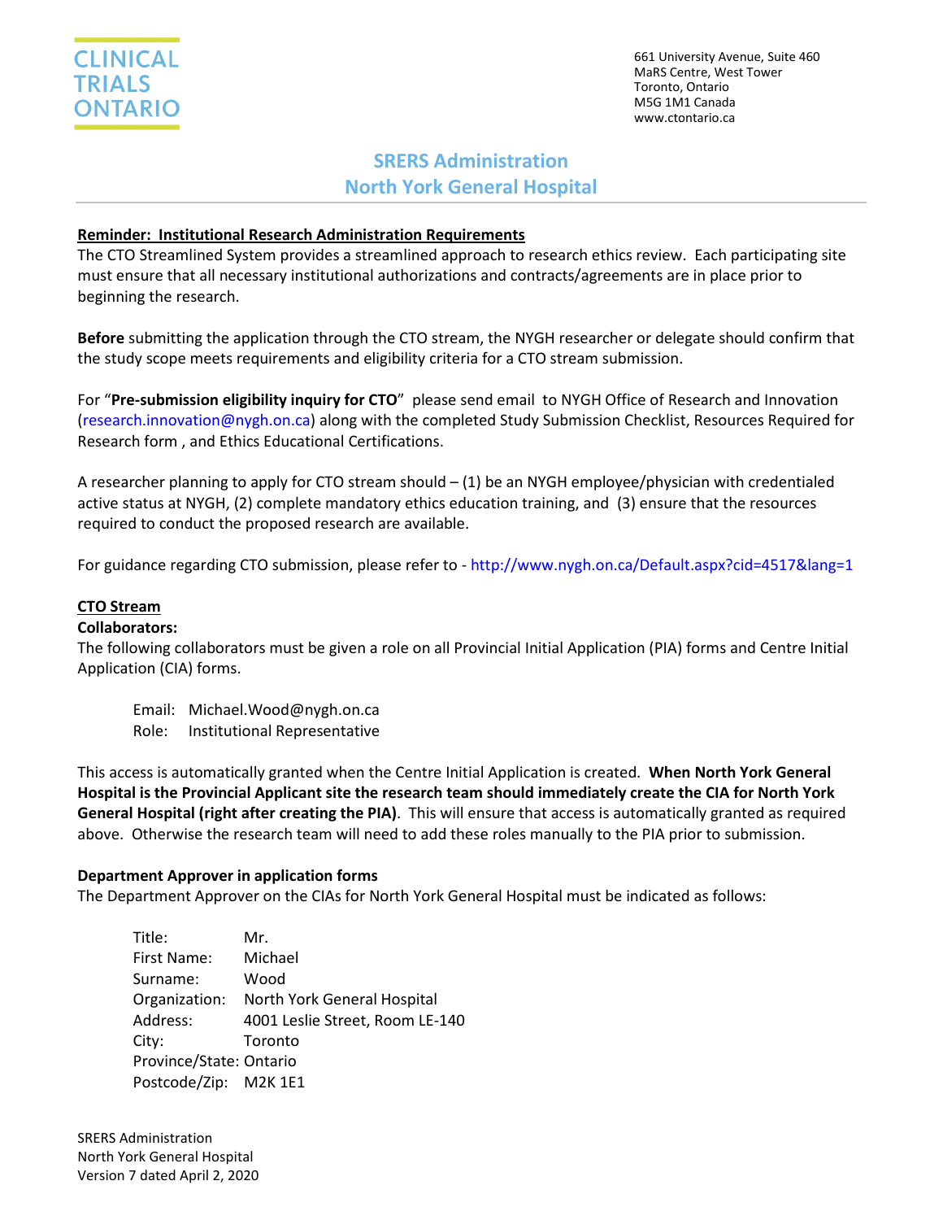CLINICAL TRIALS ONTARIO

661 University Avenue, Suite 460
MaRS Centre, West Tower
Toronto, Ontario
M5G 1M1 Canada
www.ctontario.ca

# SRERS Administration
# North York General Hospital

**Reminder: Institutional Research Administration Requirements**

The CTO Streamlined System provides a streamlined approach to research ethics review. Each participating site must ensure that all necessary institutional authorizations and contracts/agreements are in place prior to beginning the research.

**Before** submitting the application through the CTO stream, the NYGH researcher or delegate should confirm that the study scope meets requirements and eligibility criteria for a CTO stream submission.

For "**Pre-submission eligibility inquiry for CTO**" please send email to NYGH Office of Research and Innovation (research.innovation@nygh.on.ca) along with the completed Study Submission Checklist, Resources Required for Research form , and Ethics Educational Certifications.

A researcher planning to apply for CTO stream should – (1) be an NYGH employee/physician with credentialed active status at NYGH, (2) complete mandatory ethics education training, and (3) ensure that the resources required to conduct the proposed research are available.

For guidance regarding CTO submission, please refer to - http://www.nygh.on.ca/Default.aspx?cid=4517&lang=1

**CTO Stream**

**Collaborators:**

The following collaborators must be given a role on all Provincial Initial Application (PIA) forms and Centre Initial Application (CIA) forms.

Email: Michael.Wood@nygh.on.ca
Role: Institutional Representative

This access is automatically granted when the Centre Initial Application is created. **When North York General Hospital is the Provincial Applicant site the research team should immediately create the CIA for North York General Hospital (right after creating the PIA)**. This will ensure that access is automatically granted as required above. Otherwise the research team will need to add these roles manually to the PIA prior to submission.

**Department Approver in application forms**

The Department Approver on the CIAs for North York General Hospital must be indicated as follows:

Title: Mr.
First Name: Michael
Surname: Wood
Organization: North York General Hospital
Address: 4001 Leslie Street, Room LE-140
City: Toronto
Province/State: Ontario
Postcode/Zip: M2K 1E1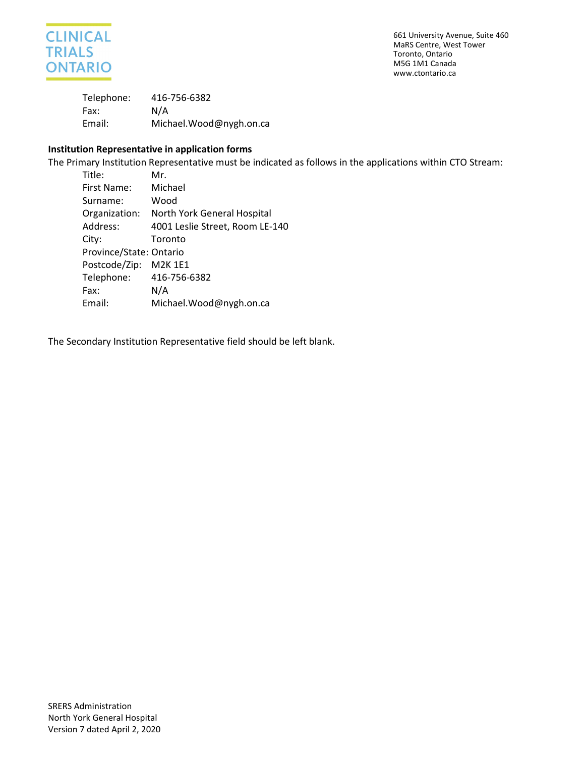Telephone: 416-756-6382
Fax: N/A
Email: Michael.Wood@nygh.on.ca

**Institution Representative in application forms**

The Primary Institution Representative must be indicated as follows in the applications within CTO Stream:

Title: Mr.
First Name: Michael
Surname: Wood
Organization: North York General Hospital
Address: 4001 Leslie Street, Room LE-140
City: Toronto
Province/State: Ontario
Postcode/Zip: M2K 1E1
Telephone: 416-756-6382
Fax: N/A
Email: Michael.Wood@nygh.on.ca

The Secondary Institution Representative field should be left blank.